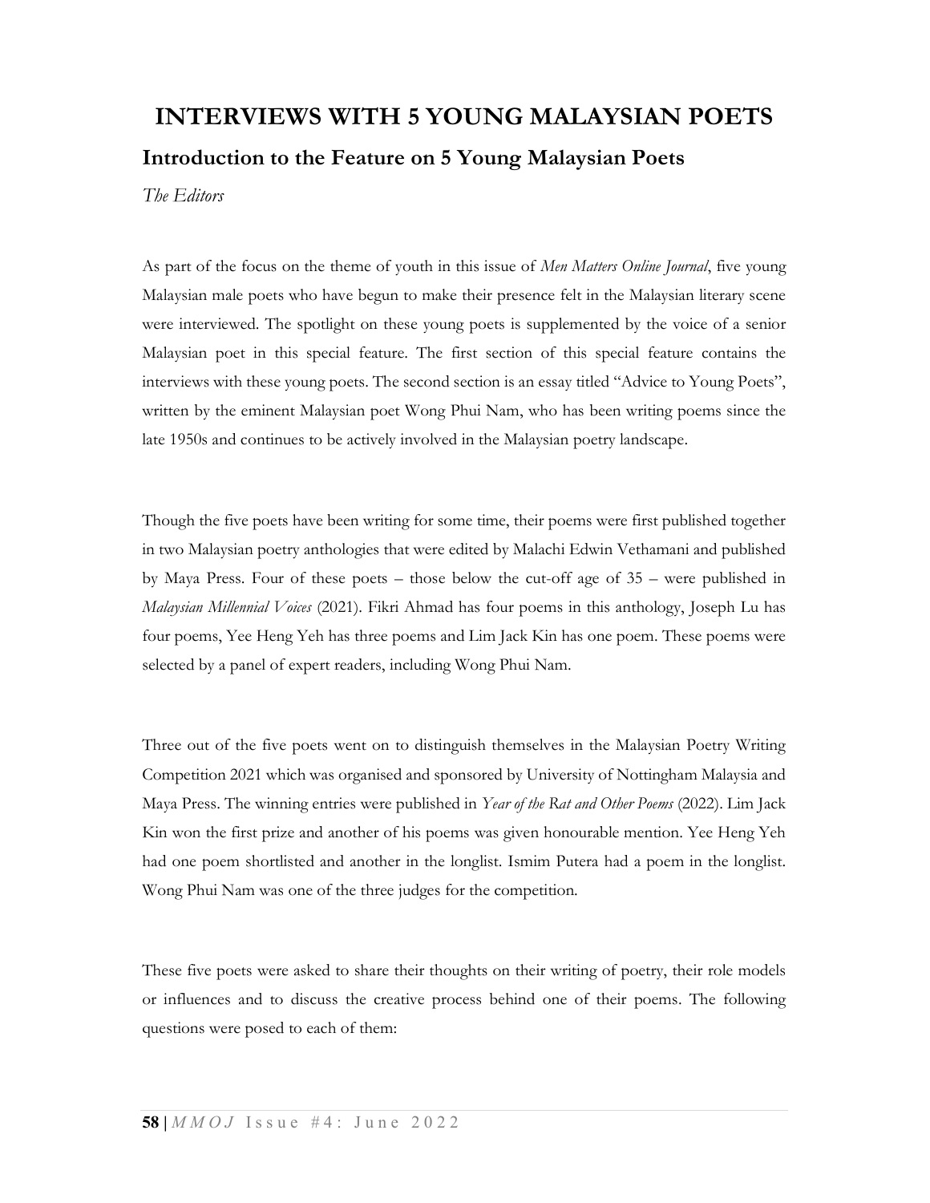# INTERVIEWS WITH 5 YOUNG MALAYSIAN POETS

## Introduction to the Feature on 5 Young Malaysian Poets

*The Editors*

As part of the focus on the theme of youth in this issue of *Men Matters Online Journal*, five young Malaysian male poets who have begun to make their presence felt in the Malaysian literary scene were interviewed. The spotlight on these young poets is supplemented by the voice of a senior Malaysian poet in this special feature. The first section of this special feature contains the interviews with these young poets. The second section is an essay titled "Advice to Young Poets", written by the eminent Malaysian poet Wong Phui Nam, who has been writing poems since the late 1950s and continues to be actively involved in the Malaysian poetry landscape.

Though the five poets have been writing for some time, their poems were first published together in two Malaysian poetry anthologies that were edited by Malachi Edwin Vethamani and published by Maya Press. Four of these poets – those below the cut-off age of 35 – were published in *Malaysian Millennial Voices* (2021). Fikri Ahmad has four poems in this anthology, Joseph Lu has four poems, Yee Heng Yeh has three poems and Lim Jack Kin has one poem. These poems were selected by a panel of expert readers, including Wong Phui Nam.

Three out of the five poets went on to distinguish themselves in the Malaysian Poetry Writing Competition 2021 which was organised and sponsored by University of Nottingham Malaysia and Maya Press. The winning entries were published in *Year of the Rat and Other Poems* (2022). Lim Jack Kin won the first prize and another of his poems was given honourable mention. Yee Heng Yeh had one poem shortlisted and another in the longlist. Ismim Putera had a poem in the longlist. Wong Phui Nam was one of the three judges for the competition.

These five poets were asked to share their thoughts on their writing of poetry, their role models or influences and to discuss the creative process behind one of their poems. The following questions were posed to each of them: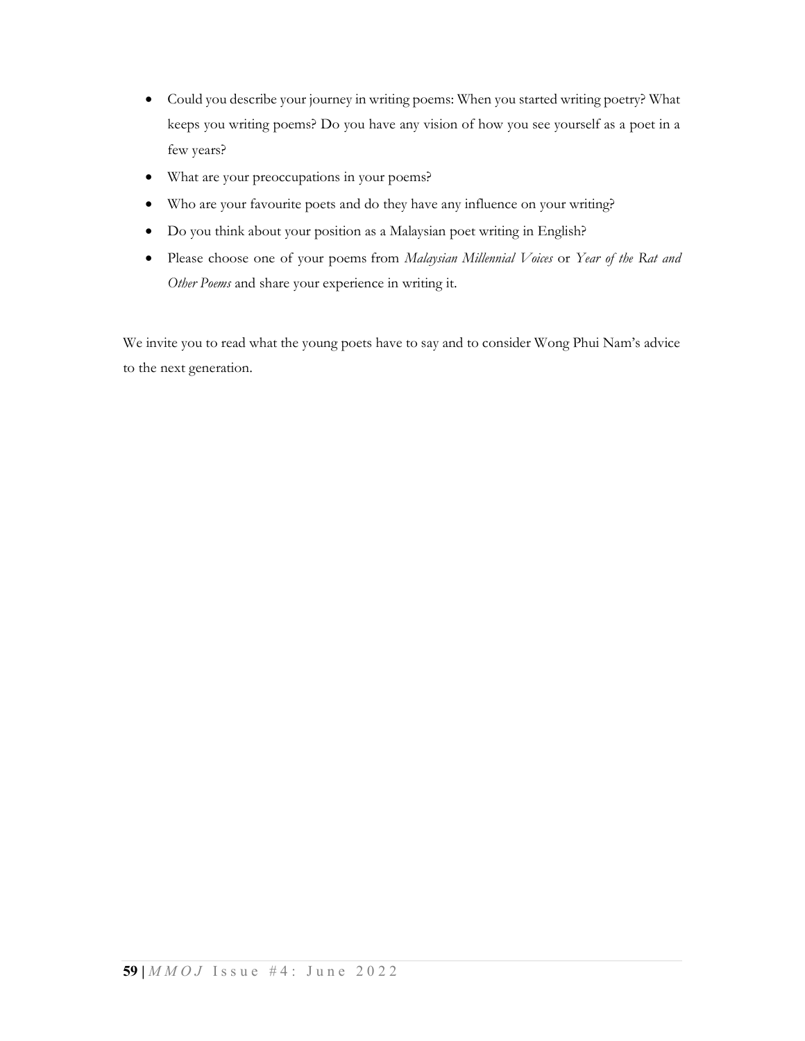- Could you describe your journey in writing poems: When you started writing poetry? What keeps you writing poems? Do you have any vision of how you see yourself as a poet in a few years?
- What are your preoccupations in your poems?
- Who are your favourite poets and do they have any influence on your writing?
- Do you think about your position as a Malaysian poet writing in English?
- Please choose one of your poems from *Malaysian Millennial Voices* or *Year of the Rat and Other Poems* and share your experience in writing it.

We invite you to read what the young poets have to say and to consider Wong Phui Nam's advice to the next generation.